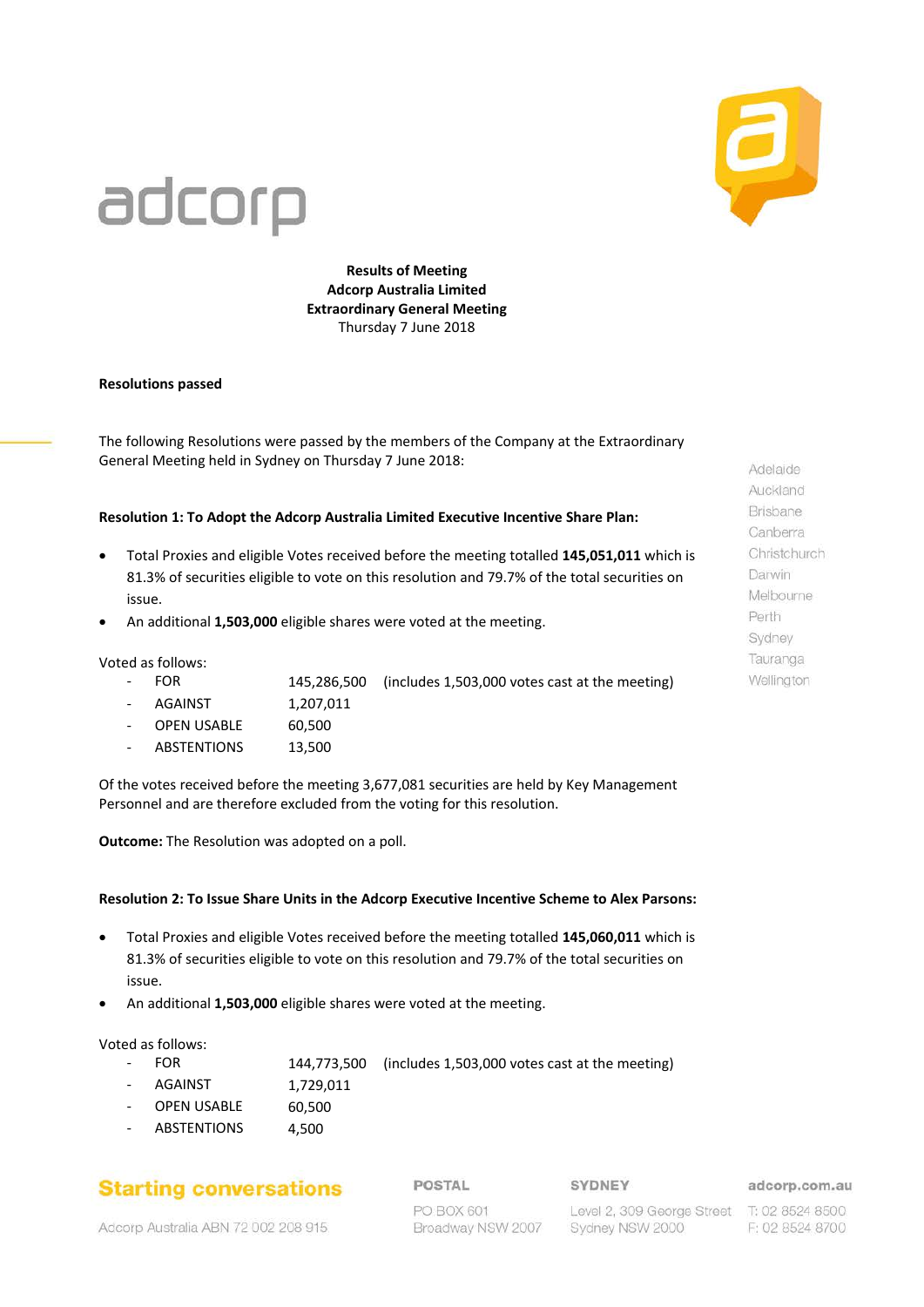# Results of Meeting
## Adcorp Australia Limited
## Extraordinary General Meeting
Thursday 7 June 2018

**Resolutions passed**

The following Resolutions were passed by the members of the Company at the Extraordinary General Meeting held in Sydney on Thursday 7 June 2018:

**Resolution 1: To Adopt the Adcorp Australia Limited Executive Incentive Share Plan:**

- Total Proxies and eligible Votes received before the meeting totalled **145,051,011** which is 81.3% of securities eligible to vote on this resolution and 79.7% of the total securities on issue.
- An additional **1,503,000** eligible shares were voted at the meeting.

Voted as follows:

- FOR 145,286,500 (includes 1,503,000 votes cast at the meeting)
- AGAINST 1,207,011
- OPEN USABLE 60,500
- ABSTENTIONS 13,500

Of the votes received before the meeting 3,677,081 securities are held by Key Management Personnel and are therefore excluded from the voting for this resolution.

**Outcome:** The Resolution was adopted on a poll.

**Resolution 2: To Issue Share Units in the Adcorp Executive Incentive Scheme to Alex Parsons:**

- Total Proxies and eligible Votes received before the meeting totalled **145,060,011** which is 81.3% of securities eligible to vote on this resolution and 79.7% of the total securities on issue.
- An additional **1,503,000** eligible shares were voted at the meeting.

Voted as follows:

- FOR 144,773,500 (includes 1,503,000 votes cast at the meeting)
- AGAINST 1,729,011
- OPEN USABLE 60,500
- ABSTENTIONS 4,500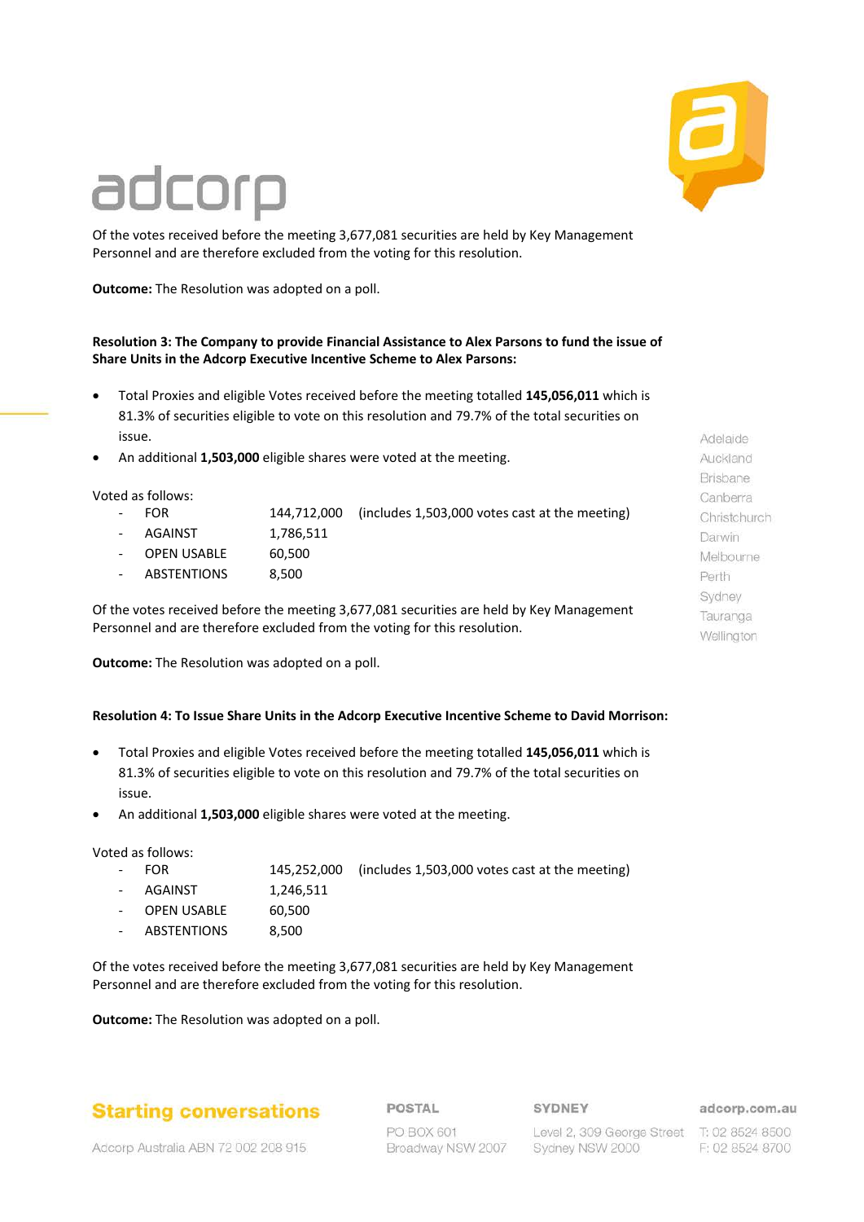Of the votes received before the meeting 3,677,081 securities are held by Key Management Personnel and are therefore excluded from the voting for this resolution.

**Outcome:** The Resolution was adopted on a poll.

**Resolution 3: The Company to provide Financial Assistance to Alex Parsons to fund the issue of Share Units in the Adcorp Executive Incentive Scheme to Alex Parsons:**

- Total Proxies and eligible Votes received before the meeting totalled **145,056,011** which is 81.3% of securities eligible to vote on this resolution and 79.7% of the total securities on issue.
- An additional **1,503,000** eligible shares were voted at the meeting.

Voted as follows:

- FOR 144,712,000 (includes 1,503,000 votes cast at the meeting)
- AGAINST 1,786,511
- OPEN USABLE 60,500
- ABSTENTIONS 8,500

Of the votes received before the meeting 3,677,081 securities are held by Key Management Personnel and are therefore excluded from the voting for this resolution.

**Outcome:** The Resolution was adopted on a poll.

**Resolution 4: To Issue Share Units in the Adcorp Executive Incentive Scheme to David Morrison:**

- Total Proxies and eligible Votes received before the meeting totalled **145,056,011** which is 81.3% of securities eligible to vote on this resolution and 79.7% of the total securities on issue.
- An additional **1,503,000** eligible shares were voted at the meeting.

Voted as follows:

- FOR 145,252,000 (includes 1,503,000 votes cast at the meeting)
- AGAINST 1,246,511
- OPEN USABLE 60,500
- ABSTENTIONS 8,500

Of the votes received before the meeting 3,677,081 securities are held by Key Management Personnel and are therefore excluded from the voting for this resolution.

**Outcome:** The Resolution was adopted on a poll.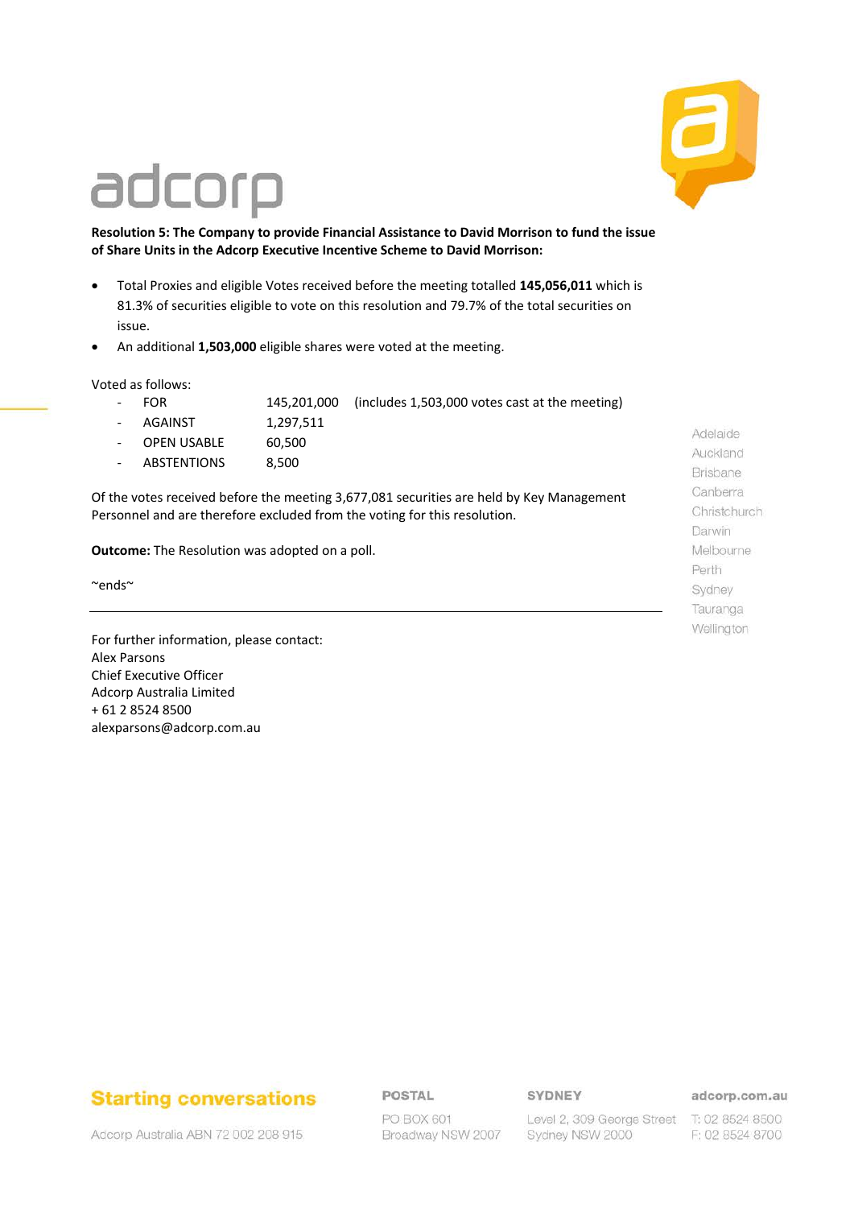**Resolution 5: The Company to provide Financial Assistance to David Morrison to fund the issue of Share Units in the Adcorp Executive Incentive Scheme to David Morrison:**

- Total Proxies and eligible Votes received before the meeting totalled **145,056,011** which is 81.3% of securities eligible to vote on this resolution and 79.7% of the total securities on issue.
- An additional **1,503,000** eligible shares were voted at the meeting.

Voted as follows:

- FOR 145,201,000 (includes 1,503,000 votes cast at the meeting)
- AGAINST 1,297,511
- OPEN USABLE 60,500
- ABSTENTIONS 8,500

Of the votes received before the meeting 3,677,081 securities are held by Key Management Personnel and are therefore excluded from the voting for this resolution.

**Outcome:** The Resolution was adopted on a poll.

~ends~

---

For further information, please contact:
Alex Parsons
Chief Executive Officer
Adcorp Australia Limited
+ 61 2 8524 8500
alexparsons@adcorp.com.au